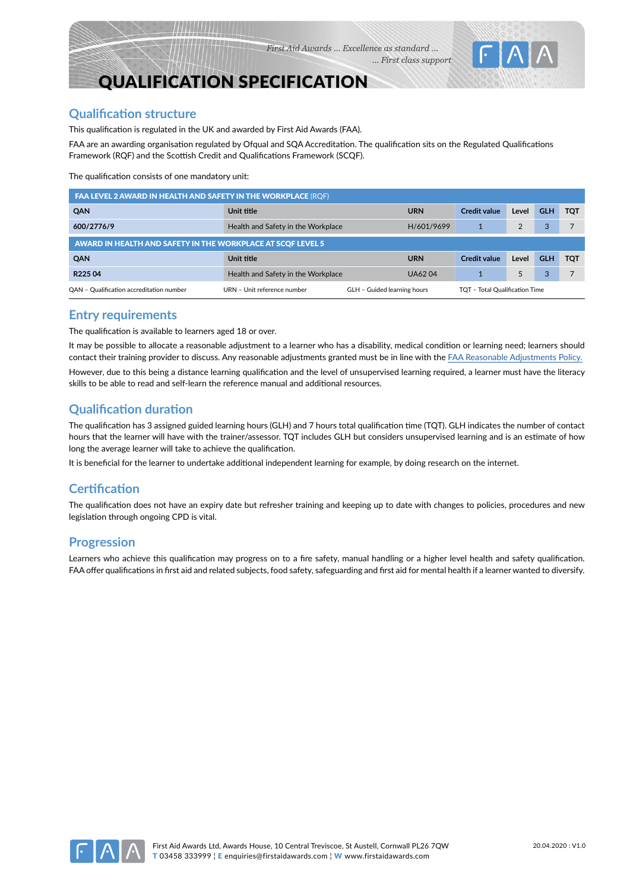# QUALIFICATION SPECIFICATION

## Qualification structure

This qualification is regulated in the UK and awarded by First Aid Awards (FAA).

FAA are an awarding organisation regulated by Ofqual and SQA Accreditation. The qualification sits on the Regulated Qualifications Framework (RQF) and the Scottish Credit and Qualifications Framework (SCQF).

The qualification consists of one mandatory unit:

| **FAA LEVEL 2 AWARD IN HEALTH AND SAFETY IN THE WORKPLACE** (RQF) | | | | | | |
|---|---|---|---|---|---|---|
| **QAN** | **Unit title** | **URN** | **Credit value** | **Level** | **GLH** | **TQT** |
| **600/2776/9** | Health and Safety in the Workplace | H/601/9699 | 1 | 2 | 3 | 7 |
| **AWARD IN HEALTH AND SAFETY IN THE WORKPLACE AT SCQF LEVEL 5** | | | | | | |
| **QAN** | **Unit title** | **URN** | **Credit value** | **Level** | **GLH** | **TQT** |
| **R225 04** | Health and Safety in the Workplace | UA62 04 | 1 | 5 | 3 | 7 |

QAN – Qualification accreditation number  URN – Unit reference number  GLH – Guided learning hours  TQT – Total Qualification Time

## Entry requirements

The qualification is available to learners aged 18 or over.

It may be possible to allocate a reasonable adjustment to a learner who has a disability, medical condition or learning need; learners should contact their training provider to discuss. Any reasonable adjustments granted must be in line with the FAA Reasonable Adjustments Policy.

However, due to this being a distance learning qualification and the level of unsupervised learning required, a learner must have the literacy skills to be able to read and self-learn the reference manual and additional resources.

## Qualification duration

The qualification has 3 assigned guided learning hours (GLH) and 7 hours total qualification time (TQT). GLH indicates the number of contact hours that the learner will have with the trainer/assessor. TQT includes GLH but considers unsupervised learning and is an estimate of how long the average learner will take to achieve the qualification.

It is beneficial for the learner to undertake additional independent learning for example, by doing research on the internet.

## Certification

The qualification does not have an expiry date but refresher training and keeping up to date with changes to policies, procedures and new legislation through ongoing CPD is vital.

## Progression

Learners who achieve this qualification may progress on to a fire safety, manual handling or a higher level health and safety qualification. FAA offer qualifications in first aid and related subjects, food safety, safeguarding and first aid for mental health if a learner wanted to diversify.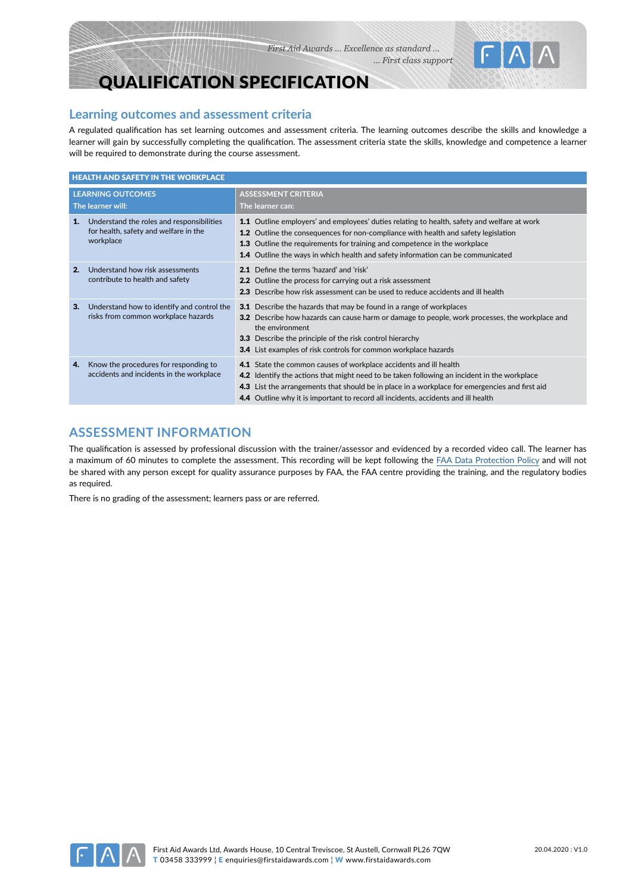# QUALIFICATION SPECIFICATION

## Learning outcomes and assessment criteria

A regulated qualification has set learning outcomes and assessment criteria. The learning outcomes describe the skills and knowledge a learner will gain by successfully completing the qualification. The assessment criteria state the skills, knowledge and competence a learner will be required to demonstrate during the course assessment.

| HEALTH AND SAFETY IN THE WORKPLACE | |
|---|---|
| **LEARNING OUTCOMES**<br>The learner will: | **ASSESSMENT CRITERIA**<br>The learner can: |
| **1.** Understand the roles and responsibilities for health, safety and welfare in the workplace | **1.1** Outline employers' and employees' duties relating to health, safety and welfare at work<br>**1.2** Outline the consequences for non-compliance with health and safety legislation<br>**1.3** Outline the requirements for training and competence in the workplace<br>**1.4** Outline the ways in which health and safety information can be communicated |
| **2.** Understand how risk assessments contribute to health and safety | **2.1** Define the terms 'hazard' and 'risk'<br>**2.2** Outline the process for carrying out a risk assessment<br>**2.3** Describe how risk assessment can be used to reduce accidents and ill health |
| **3.** Understand how to identify and control the risks from common workplace hazards | **3.1** Describe the hazards that may be found in a range of workplaces<br>**3.2** Describe how hazards can cause harm or damage to people, work processes, the workplace and the environment<br>**3.3** Describe the principle of the risk control hierarchy<br>**3.4** List examples of risk controls for common workplace hazards |
| **4.** Know the procedures for responding to accidents and incidents in the workplace | **4.1** State the common causes of workplace accidents and ill health<br>**4.2** Identify the actions that might need to be taken following an incident in the workplace<br>**4.3** List the arrangements that should be in place in a workplace for emergencies and first aid<br>**4.4** Outline why it is important to record all incidents, accidents and ill health |

## ASSESSMENT INFORMATION

The qualification is assessed by professional discussion with the trainer/assessor and evidenced by a recorded video call. The learner has a maximum of 60 minutes to complete the assessment. This recording will be kept following the FAA Data Protection Policy and will not be shared with any person except for quality assurance purposes by FAA, the FAA centre providing the training, and the regulatory bodies as required.

There is no grading of the assessment; learners pass or are referred.